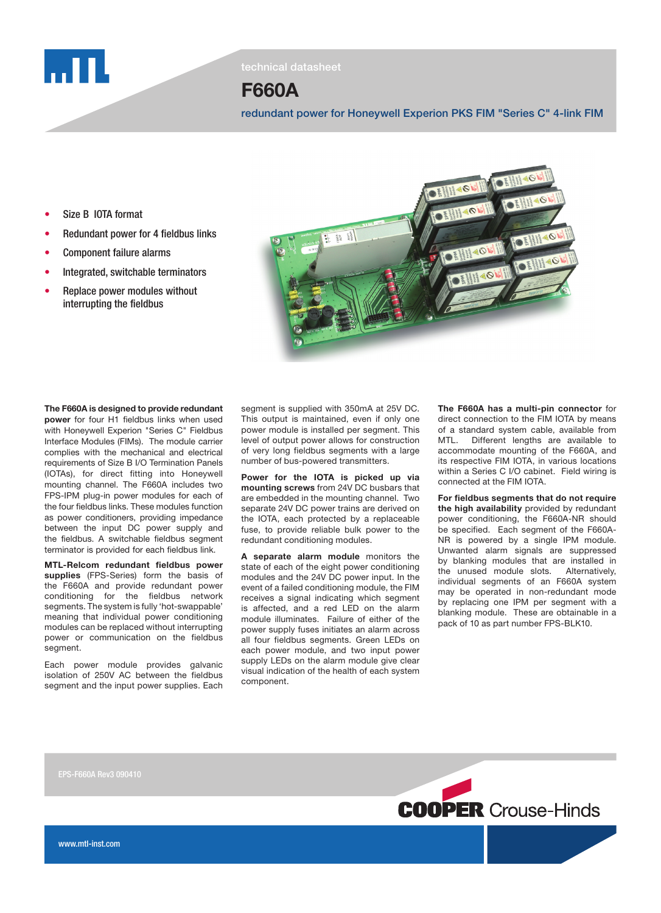technical datasheet

# F660A

## redundant power for Honeywell Experion PKS FIM "Series C" 4-link FIM

- Size B IOTA format
- Redundant power for 4 fieldbus links
- Component failure alarms
- Integrated, switchable terminators
- Replace power modules without interrupting the fieldbus

**The F660A is designed to provide redundant power** for four H1 fieldbus links when used with Honeywell Experion "Series C" Fieldbus Interface Modules (FIMs). The module carrier complies with the mechanical and electrical requirements of Size B I/O Termination Panels (IOTAs), for direct fitting into Honeywell mounting channel. The F660A includes two FPS-IPM plug-in power modules for each of the four fieldbus links. These modules function as power conditioners, providing impedance between the input DC power supply and the fieldbus. A switchable fieldbus segment terminator is provided for each fieldbus link.

**MTL-Relcom redundant fieldbus power supplies** (FPS-Series) form the basis of the F660A and provide redundant power conditioning for the fieldbus network segments. The system is fully 'hot-swappable' meaning that individual power conditioning modules can be replaced without interrupting power or communication on the fieldbus segment.

Each power module provides galvanic isolation of 250V AC between the fieldbus segment and the input power supplies. Each segment is supplied with 350mA at 25V DC. This output is maintained, even if only one power module is installed per segment. This level of output power allows for construction of very long fieldbus segments with a large number of bus-powered transmitters.

**Power for the IOTA is picked up via mounting screws** from 24V DC busbars that are embedded in the mounting channel. Two separate 24V DC power trains are derived on the IOTA, each protected by a replaceable fuse, to provide reliable bulk power to the redundant conditioning modules.

**A separate alarm module** monitors the state of each of the eight power conditioning modules and the 24V DC power input. In the event of a failed conditioning module, the FIM receives a signal indicating which segment is affected, and a red LED on the alarm module illuminates. Failure of either of the power supply fuses initiates an alarm across all four fieldbus segments. Green LEDs on each power module, and two input power supply LEDs on the alarm module give clear visual indication of the health of each system component.

**The F660A has a multi-pin connector** for direct connection to the FIM IOTA by means of a standard system cable, available from MTL. Different lengths are available to accommodate mounting of the F660A, and its respective FIM IOTA, in various locations within a Series C I/O cabinet. Field wiring is connected at the FIM IOTA.

**For fieldbus segments that do not require the high availability** provided by redundant power conditioning, the F660A-NR should be specified. Each segment of the F660A-NR is powered by a single IPM module. Unwanted alarm signals are suppressed by blanking modules that are installed in the unused module slots. Alternatively, individual segments of an F660A system may be operated in non-redundant mode by replacing one IPM per segment with a blanking module. These are obtainable in a pack of 10 as part number FPS-BLK10.

EPS-F660A Rev3 090410

www.mtl-inst.com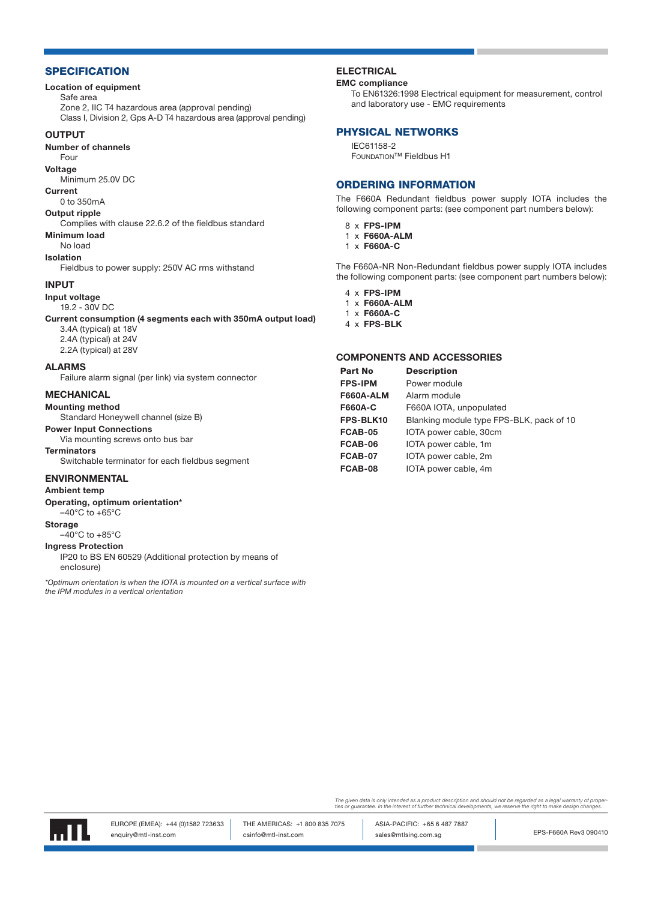## SPECIFICATION

**Location of equipment**

Safe area
Zone 2, IIC T4 hazardous area (approval pending)
Class I, Division 2, Gps A-D T4 hazardous area (approval pending)

### OUTPUT

**Number of channels**

Four

**Voltage**

Minimum 25.0V DC

**Current**

0 to 350mA

**Output ripple**

Complies with clause 22.6.2 of the fieldbus standard

**Minimum load**

No load

**Isolation**

Fieldbus to power supply: 250V AC rms withstand

### INPUT

**Input voltage**

19.2 - 30V DC

**Current consumption (4 segments each with 350mA output load)**

3.4A (typical) at 18V
2.4A (typical) at 24V
2.2A (typical) at 28V

### ALARMS

Failure alarm signal (per link) via system connector

### MECHANICAL

**Mounting method**

Standard Honeywell channel (size B)

**Power Input Connections**

Via mounting screws onto bus bar

**Terminators**

Switchable terminator for each fieldbus segment

### ENVIRONMENTAL

**Ambient temp**

**Operating, optimum orientation***

–40°C to +65°C

**Storage**

–40°C to +85°C

**Ingress Protection**

IP20 to BS EN 60529 (Additional protection by means of enclosure)

*\*Optimum orientation is when the IOTA is mounted on a vertical surface with the IPM modules in a vertical orientation*

### ELECTRICAL

**EMC compliance**

To EN61326:1998 Electrical equipment for measurement, control and laboratory use - EMC requirements

## PHYSICAL NETWORKS

IEC61158-2
FOUNDATION™ Fieldbus H1

## ORDERING INFORMATION

The F660A Redundant fieldbus power supply IOTA includes the following component parts: (see component part numbers below):

- 8 x **FPS-IPM**
- 1 x **F660A-ALM**
- 1 x **F660A-C**

The F660A-NR Non-Redundant fieldbus power supply IOTA includes the following component parts: (see component part numbers below):

- 4 x **FPS-IPM**
- 1 x **F660A-ALM**
- 1 x **F660A-C**
- 4 x **FPS-BLK**

### COMPONENTS AND ACCESSORIES

| Part No | Description |
|---|---|
| **FPS-IPM** | Power module |
| **F660A-ALM** | Alarm module |
| **F660A-C** | F660A IOTA, unpopulated |
| **FPS-BLK10** | Blanking module type FPS-BLK, pack of 10 |
| **FCAB-05** | IOTA power cable, 30cm |
| **FCAB-06** | IOTA power cable, 1m |
| **FCAB-07** | IOTA power cable, 2m |
| **FCAB-08** | IOTA power cable, 4m |

*The given data is only intended as a product description and should not be regarded as a legal warranty of properties or guarantee. In the interest of further technical developments, we reserve the right to make design changes.*

EUROPE (EMEA): +44 (0)1582 723633 enquiry@mtl-inst.com | THE AMERICAS: +1 800 835 7075 csinfo@mtl-inst.com | ASIA-PACIFIC: +65 6 487 7887 sales@mtlsing.com.sg | EPS-F660A Rev3 090410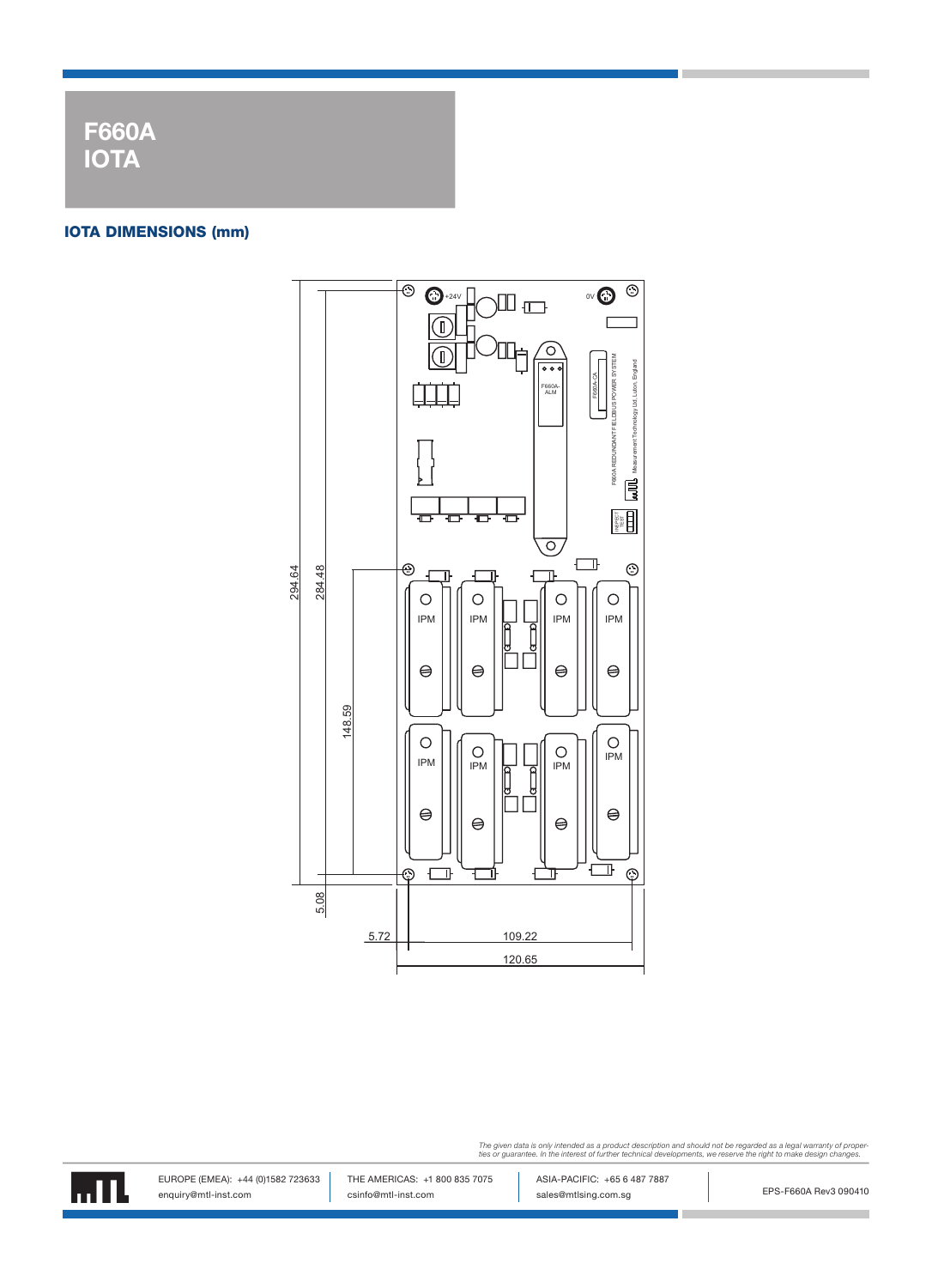# F660A
# IOTA

## IOTA DIMENSIONS (mm)

+24V
0V
F660A-ALM
F660A-CA
F660A REDUNDANT FIELDBUS POWER SYSTEM
Measurement Technology Ltd., Luton, England
IPM
IPM
IPM
IPM
IPM
IPM
IPM
IPM

294.64
284.48
148.59
5.08
5.72
109.22
120.65

*The given data is only intended as a product description and should not be regarded as a legal warranty of properties or guarantee. In the interest of further technical developments, we reserve the right to make design changes.*

EUROPE (EMEA): +44 (0)1582 723633
enquiry@mtl-inst.com

THE AMERICAS: +1 800 835 7075
csinfo@mtl-inst.com

ASIA-PACIFIC: +65 6 487 7887
sales@mtlsing.com.sg

EPS-F660A Rev3 090410